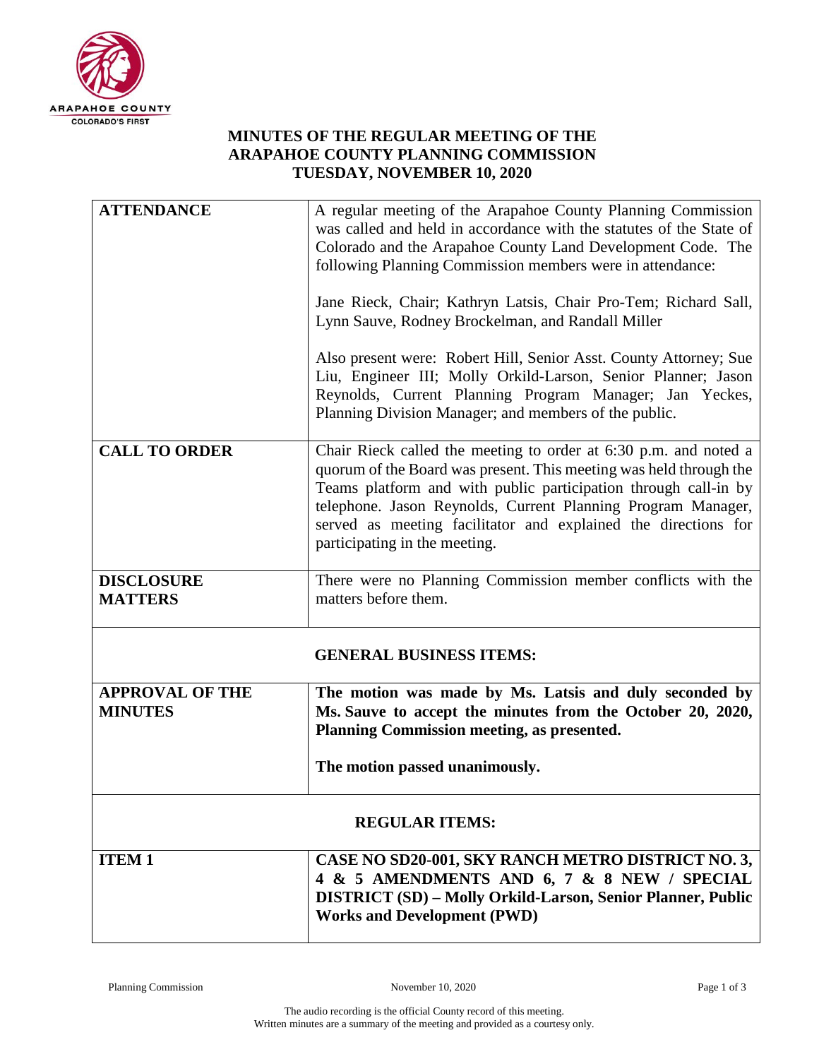# MINUTES OF THE REGULAR MEETING OF THE ARAPAHOE COUNTY PLANNING COMMISSION TUESDAY, NOVEMBER 10, 2020

| | |
|---|---|
| **ATTENDANCE** | A regular meeting of the Arapahoe County Planning Commission was called and held in accordance with the statutes of the State of Colorado and the Arapahoe County Land Development Code. The following Planning Commission members were in attendance:<br><br>Jane Rieck, Chair; Kathryn Latsis, Chair Pro-Tem; Richard Sall, Lynn Sauve, Rodney Brockelman, and Randall Miller<br><br>Also present were: Robert Hill, Senior Asst. County Attorney; Sue Liu, Engineer III; Molly Orkild-Larson, Senior Planner; Jason Reynolds, Current Planning Program Manager; Jan Yeckes, Planning Division Manager; and members of the public. |
| **CALL TO ORDER** | Chair Rieck called the meeting to order at 6:30 p.m. and noted a quorum of the Board was present. This meeting was held through the Teams platform and with public participation through call-in by telephone. Jason Reynolds, Current Planning Program Manager, served as meeting facilitator and explained the directions for participating in the meeting. |
| **DISCLOSURE MATTERS** | There were no Planning Commission member conflicts with the matters before them. |
| **GENERAL BUSINESS ITEMS:** | |
| **APPROVAL OF THE MINUTES** | **The motion was made by Ms. Latsis and duly seconded by Ms. Sauve to accept the minutes from the October 20, 2020, Planning Commission meeting, as presented.**<br><br>**The motion passed unanimously.** |
| **REGULAR ITEMS:** | |
| **ITEM 1** | **CASE NO SD20-001, SKY RANCH METRO DISTRICT NO. 3, 4 & 5 AMENDMENTS AND 6, 7 & 8 NEW / SPECIAL DISTRICT (SD) – Molly Orkild-Larson, Senior Planner, Public Works and Development (PWD)** |

The audio recording is the official County record of this meeting.
Written minutes are a summary of the meeting and provided as a courtesy only.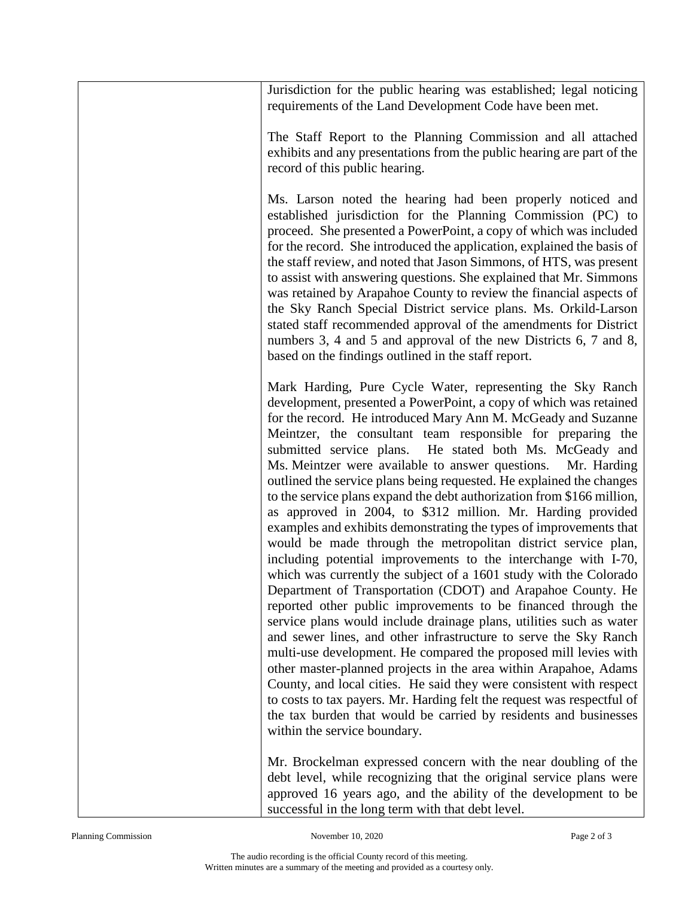Jurisdiction for the public hearing was established; legal noticing requirements of the Land Development Code have been met.

The Staff Report to the Planning Commission and all attached exhibits and any presentations from the public hearing are part of the record of this public hearing.

Ms. Larson noted the hearing had been properly noticed and established jurisdiction for the Planning Commission (PC) to proceed. She presented a PowerPoint, a copy of which was included for the record. She introduced the application, explained the basis of the staff review, and noted that Jason Simmons, of HTS, was present to assist with answering questions. She explained that Mr. Simmons was retained by Arapahoe County to review the financial aspects of the Sky Ranch Special District service plans. Ms. Orkild-Larson stated staff recommended approval of the amendments for District numbers 3, 4 and 5 and approval of the new Districts 6, 7 and 8, based on the findings outlined in the staff report.

Mark Harding, Pure Cycle Water, representing the Sky Ranch development, presented a PowerPoint, a copy of which was retained for the record. He introduced Mary Ann M. McGeady and Suzanne Meintzer, the consultant team responsible for preparing the submitted service plans. He stated both Ms. McGeady and Ms. Meintzer were available to answer questions. Mr. Harding outlined the service plans being requested. He explained the changes to the service plans expand the debt authorization from $166 million, as approved in 2004, to $312 million. Mr. Harding provided examples and exhibits demonstrating the types of improvements that would be made through the metropolitan district service plan, including potential improvements to the interchange with I-70, which was currently the subject of a 1601 study with the Colorado Department of Transportation (CDOT) and Arapahoe County. He reported other public improvements to be financed through the service plans would include drainage plans, utilities such as water and sewer lines, and other infrastructure to serve the Sky Ranch multi-use development. He compared the proposed mill levies with other master-planned projects in the area within Arapahoe, Adams County, and local cities. He said they were consistent with respect to costs to tax payers. Mr. Harding felt the request was respectful of the tax burden that would be carried by residents and businesses within the service boundary.

Mr. Brockelman expressed concern with the near doubling of the debt level, while recognizing that the original service plans were approved 16 years ago, and the ability of the development to be successful in the long term with that debt level.

The audio recording is the official County record of this meeting.
Written minutes are a summary of the meeting and provided as a courtesy only.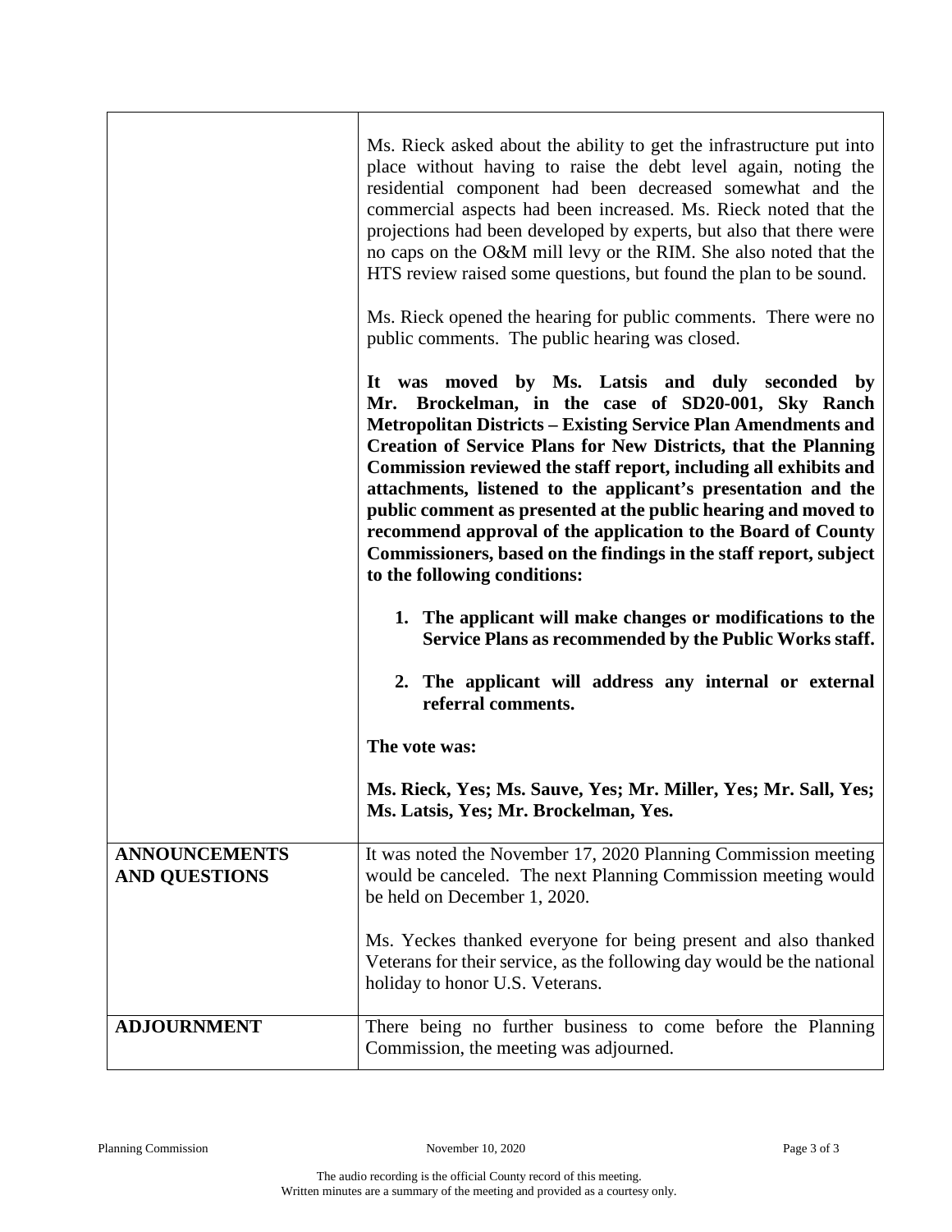| | |
|---|---|
| | Ms. Rieck asked about the ability to get the infrastructure put into place without having to raise the debt level again, noting the residential component had been decreased somewhat and the commercial aspects had been increased. Ms. Rieck noted that the projections had been developed by experts, but also that there were no caps on the O&M mill levy or the RIM. She also noted that the HTS review raised some questions, but found the plan to be sound.<br><br>Ms. Rieck opened the hearing for public comments. There were no public comments. The public hearing was closed.<br><br>**It was moved by Ms. Latsis and duly seconded by Mr. Brockelman, in the case of SD20-001, Sky Ranch Metropolitan Districts – Existing Service Plan Amendments and Creation of Service Plans for New Districts, that the Planning Commission reviewed the staff report, including all exhibits and attachments, listened to the applicant's presentation and the public comment as presented at the public hearing and moved to recommend approval of the application to the Board of County Commissioners, based on the findings in the staff report, subject to the following conditions:**<br><br>**1. The applicant will make changes or modifications to the Service Plans as recommended by the Public Works staff.**<br><br>**2. The applicant will address any internal or external referral comments.**<br><br>**The vote was:**<br><br>**Ms. Rieck, Yes; Ms. Sauve, Yes; Mr. Miller, Yes; Mr. Sall, Yes; Ms. Latsis, Yes; Mr. Brockelman, Yes.** |
| **ANNOUNCEMENTS AND QUESTIONS** | It was noted the November 17, 2020 Planning Commission meeting would be canceled. The next Planning Commission meeting would be held on December 1, 2020.<br><br>Ms. Yeckes thanked everyone for being present and also thanked Veterans for their service, as the following day would be the national holiday to honor U.S. Veterans. |
| **ADJOURNMENT** | There being no further business to come before the Planning Commission, the meeting was adjourned. |

The audio recording is the official County record of this meeting.
Written minutes are a summary of the meeting and provided as a courtesy only.